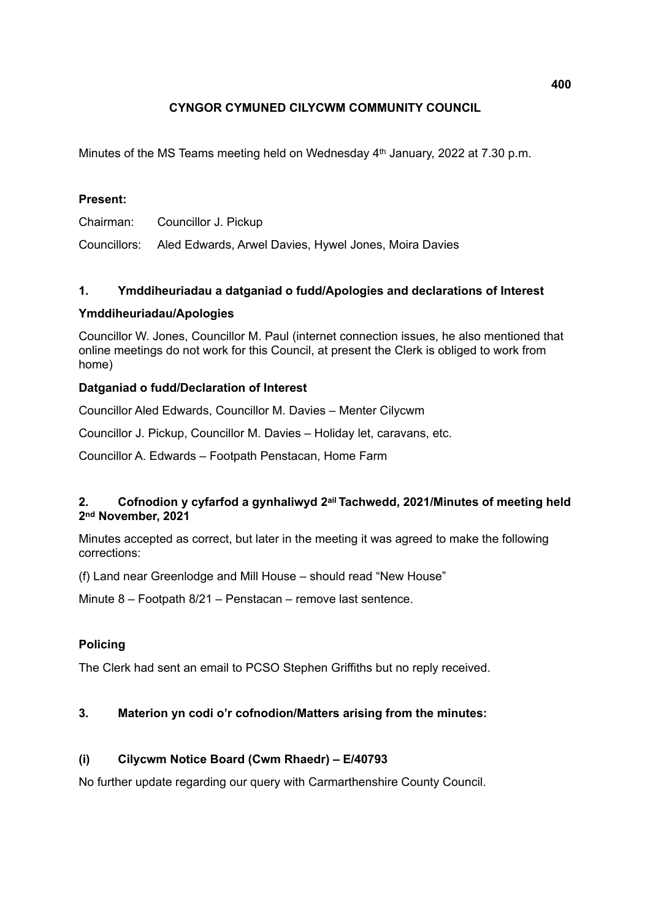## CYNGOR CYMUNED CILYCWM COMMUNITY COUNCIL

Minutes of the MS Teams meeting held on Wednesday 4th January, 2022 at 7.30 p.m.

**Present:**

Chairman: Councillor J. Pickup

Councillors: Aled Edwards, Arwel Davies, Hywel Jones, Moira Davies

### 1. Ymddiheuriadau a datganiad o fudd/Apologies and declarations of Interest

**Ymddiheuriadau/Apologies**

Councillor W. Jones, Councillor M. Paul (internet connection issues, he also mentioned that online meetings do not work for this Council, at present the Clerk is obliged to work from home)

**Datganiad o fudd/Declaration of Interest**

Councillor Aled Edwards, Councillor M. Davies – Menter Cilycwm

Councillor J. Pickup, Councillor M. Davies – Holiday let, caravans, etc.

Councillor A. Edwards – Footpath Penstacan, Home Farm

### 2. Cofnodion y cyfarfod a gynhaliwyd 2ail Tachwedd, 2021/Minutes of meeting held 2nd November, 2021

Minutes accepted as correct, but later in the meeting it was agreed to make the following corrections:

(f) Land near Greenlodge and Mill House – should read "New House"

Minute 8 – Footpath 8/21 – Penstacan – remove last sentence.

**Policing**

The Clerk had sent an email to PCSO Stephen Griffiths but no reply received.

### 3. Materion yn codi o'r cofnodion/Matters arising from the minutes:

#### (i) Cilycwm Notice Board (Cwm Rhaedr) – E/40793

No further update regarding our query with Carmarthenshire County Council.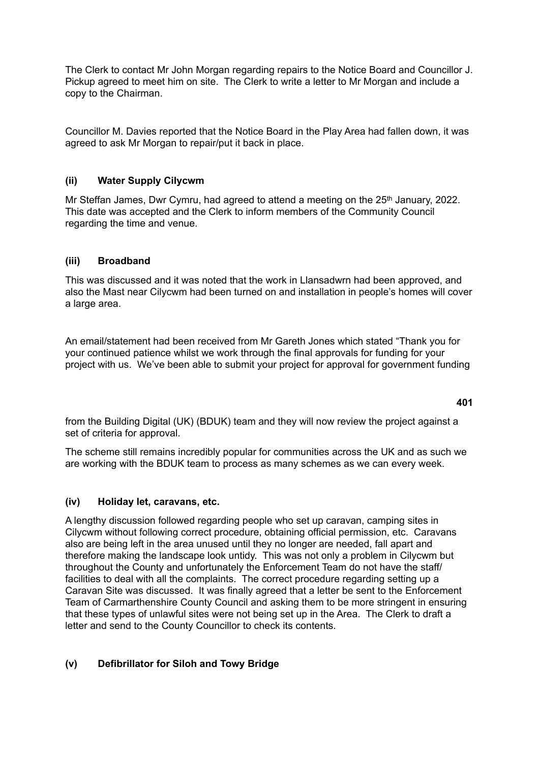The Clerk to contact Mr John Morgan regarding repairs to the Notice Board and Councillor J. Pickup agreed to meet him on site. The Clerk to write a letter to Mr Morgan and include a copy to the Chairman.

Councillor M. Davies reported that the Notice Board in the Play Area had fallen down, it was agreed to ask Mr Morgan to repair/put it back in place.

### (ii) Water Supply Cilycwm

Mr Steffan James, Dwr Cymru, had agreed to attend a meeting on the 25th January, 2022. This date was accepted and the Clerk to inform members of the Community Council regarding the time and venue.

### (iii) Broadband

This was discussed and it was noted that the work in Llansadwrn had been approved, and also the Mast near Cilycwm had been turned on and installation in people's homes will cover a large area.

An email/statement had been received from Mr Gareth Jones which stated "Thank you for your continued patience whilst we work through the final approvals for funding for your project with us. We've been able to submit your project for approval for government funding from the Building Digital (UK) (BDUK) team and they will now review the project against a set of criteria for approval.

The scheme still remains incredibly popular for communities across the UK and as such we are working with the BDUK team to process as many schemes as we can every week.

### (iv) Holiday let, caravans, etc.

A lengthy discussion followed regarding people who set up caravan, camping sites in Cilycwm without following correct procedure, obtaining official permission, etc. Caravans also are being left in the area unused until they no longer are needed, fall apart and therefore making the landscape look untidy. This was not only a problem in Cilycwm but throughout the County and unfortunately the Enforcement Team do not have the staff/facilities to deal with all the complaints. The correct procedure regarding setting up a Caravan Site was discussed. It was finally agreed that a letter be sent to the Enforcement Team of Carmarthenshire County Council and asking them to be more stringent in ensuring that these types of unlawful sites were not being set up in the Area. The Clerk to draft a letter and send to the County Councillor to check its contents.

### (v) Defibrillator for Siloh and Towy Bridge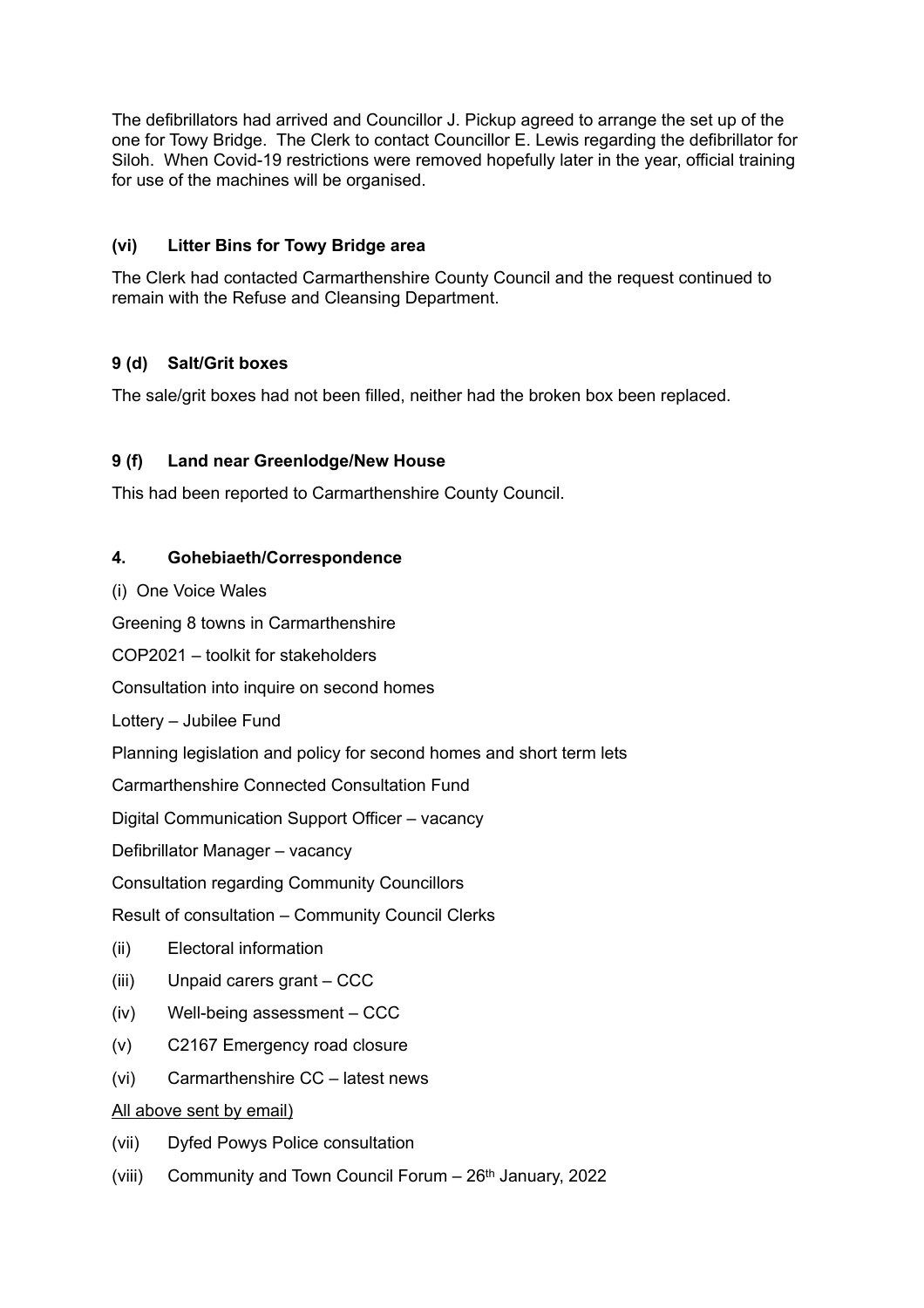The defibrillators had arrived and Councillor J. Pickup agreed to arrange the set up of the one for Towy Bridge. The Clerk to contact Councillor E. Lewis regarding the defibrillator for Siloh. When Covid-19 restrictions were removed hopefully later in the year, official training for use of the machines will be organised.

### (vi) Litter Bins for Towy Bridge area

The Clerk had contacted Carmarthenshire County Council and the request continued to remain with the Refuse and Cleansing Department.

### 9 (d) Salt/Grit boxes

The sale/grit boxes had not been filled, neither had the broken box been replaced.

### 9 (f) Land near Greenlodge/New House

This had been reported to Carmarthenshire County Council.

### 4. Gohebiaeth/Correspondence

(i) One Voice Wales

Greening 8 towns in Carmarthenshire

COP2021 – toolkit for stakeholders

Consultation into inquire on second homes

Lottery – Jubilee Fund

Planning legislation and policy for second homes and short term lets

Carmarthenshire Connected Consultation Fund

Digital Communication Support Officer – vacancy

Defibrillator Manager – vacancy

Consultation regarding Community Councillors

Result of consultation – Community Council Clerks

(ii) Electoral information

(iii) Unpaid carers grant – CCC

(iv) Well-being assessment – CCC

(v) C2167 Emergency road closure

(vi) Carmarthenshire CC – latest news

<u>All above sent by email)</u>

(vii) Dyfed Powys Police consultation

(viii) Community and Town Council Forum – 26th January, 2022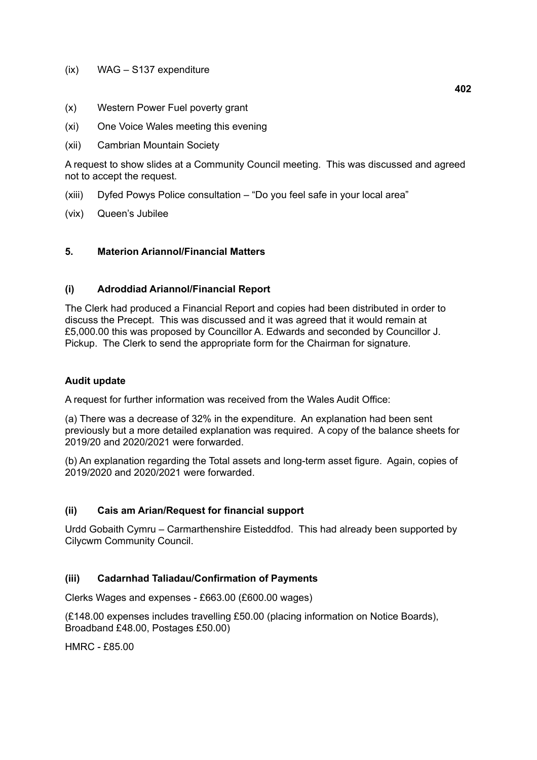(ix) WAG – S137 expenditure

(x) Western Power Fuel poverty grant

(xi) One Voice Wales meeting this evening

(xii) Cambrian Mountain Society

A request to show slides at a Community Council meeting. This was discussed and agreed not to accept the request.

(xiii) Dyfed Powys Police consultation – "Do you feel safe in your local area"

(vix) Queen's Jubilee

## 5. Materion Ariannol/Financial Matters

### (i) Adroddiad Ariannol/Financial Report

The Clerk had produced a Financial Report and copies had been distributed in order to discuss the Precept. This was discussed and it was agreed that it would remain at £5,000.00 this was proposed by Councillor A. Edwards and seconded by Councillor J. Pickup. The Clerk to send the appropriate form for the Chairman for signature.

**Audit update**

A request for further information was received from the Wales Audit Office:

(a) There was a decrease of 32% in the expenditure. An explanation had been sent previously but a more detailed explanation was required. A copy of the balance sheets for 2019/20 and 2020/2021 were forwarded.

(b) An explanation regarding the Total assets and long-term asset figure. Again, copies of 2019/2020 and 2020/2021 were forwarded.

### (ii) Cais am Arian/Request for financial support

Urdd Gobaith Cymru – Carmarthenshire Eisteddfod. This had already been supported by Cilycwm Community Council.

### (iii) Cadarnhad Taliadau/Confirmation of Payments

Clerks Wages and expenses - £663.00 (£600.00 wages)

(£148.00 expenses includes travelling £50.00 (placing information on Notice Boards), Broadband £48.00, Postages £50.00)

HMRC - £85.00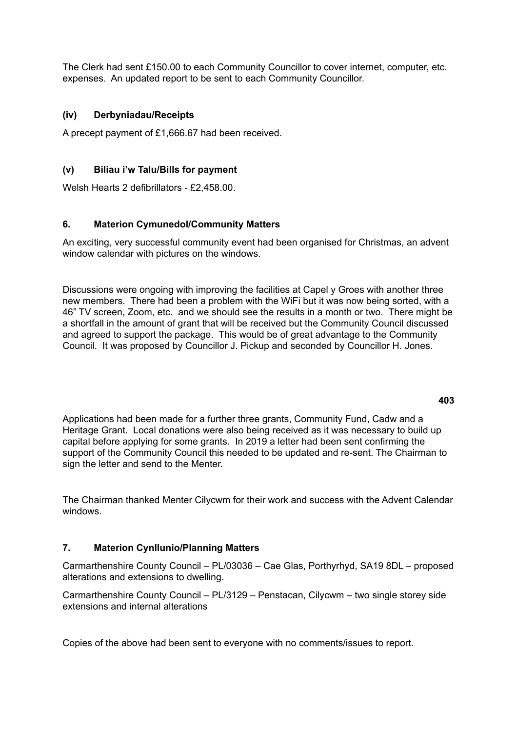The Clerk had sent £150.00 to each Community Councillor to cover internet, computer, etc. expenses. An updated report to be sent to each Community Councillor.

### (iv) Derbyniadau/Receipts

A precept payment of £1,666.67 had been received.

### (v) Biliau i'w Talu/Bills for payment

Welsh Hearts 2 defibrillators - £2,458.00.

## 6. Materion Cymunedol/Community Matters

An exciting, very successful community event had been organised for Christmas, an advent window calendar with pictures on the windows.

Discussions were ongoing with improving the facilities at Capel y Groes with another three new members. There had been a problem with the WiFi but it was now being sorted, with a 46" TV screen, Zoom, etc. and we should see the results in a month or two. There might be a shortfall in the amount of grant that will be received but the Community Council discussed and agreed to support the package. This would be of great advantage to the Community Council. It was proposed by Councillor J. Pickup and seconded by Councillor H. Jones.

Applications had been made for a further three grants, Community Fund, Cadw and a Heritage Grant. Local donations were also being received as it was necessary to build up capital before applying for some grants. In 2019 a letter had been sent confirming the support of the Community Council this needed to be updated and re-sent. The Chairman to sign the letter and send to the Menter.

The Chairman thanked Menter Cilycwm for their work and success with the Advent Calendar windows.

## 7. Materion Cynllunio/Planning Matters

Carmarthenshire County Council – PL/03036 – Cae Glas, Porthyrhyd, SA19 8DL – proposed alterations and extensions to dwelling.

Carmarthenshire County Council – PL/3129 – Penstacan, Cilycwm – two single storey side extensions and internal alterations

Copies of the above had been sent to everyone with no comments/issues to report.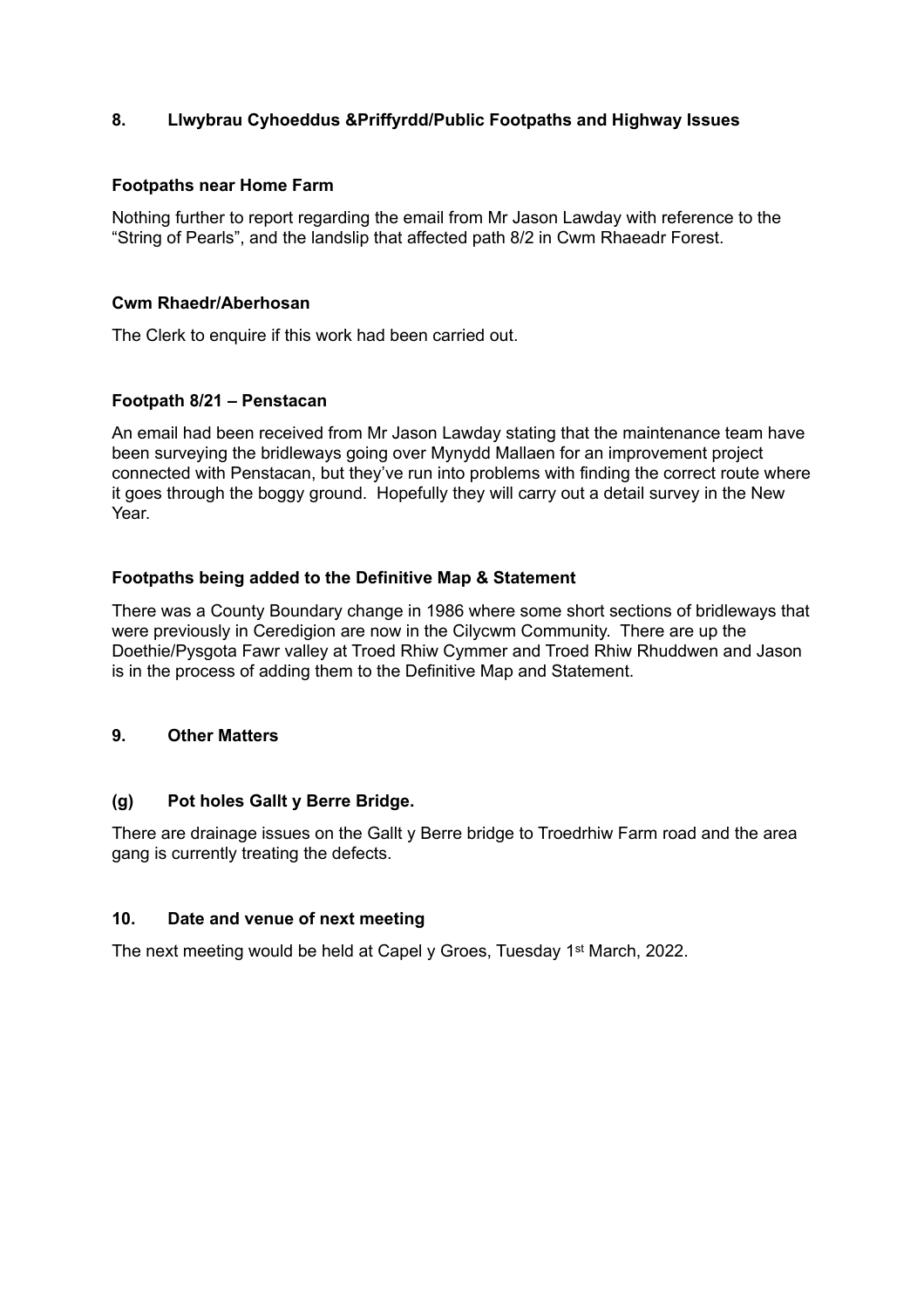## 8. Llwybrau Cyhoeddus &Priffyrdd/Public Footpaths and Highway Issues

**Footpaths near Home Farm**

Nothing further to report regarding the email from Mr Jason Lawday with reference to the "String of Pearls", and the landslip that affected path 8/2 in Cwm Rhaeadr Forest.

**Cwm Rhaedr/Aberhosan**

The Clerk to enquire if this work had been carried out.

**Footpath 8/21 – Penstacan**

An email had been received from Mr Jason Lawday stating that the maintenance team have been surveying the bridleways going over Mynydd Mallaen for an improvement project connected with Penstacan, but they've run into problems with finding the correct route where it goes through the boggy ground. Hopefully they will carry out a detail survey in the New Year.

**Footpaths being added to the Definitive Map & Statement**

There was a County Boundary change in 1986 where some short sections of bridleways that were previously in Ceredigion are now in the Cilycwm Community. There are up the Doethie/Pysgota Fawr valley at Troed Rhiw Cymmer and Troed Rhiw Rhuddwen and Jason is in the process of adding them to the Definitive Map and Statement.

## 9. Other Matters

### (g) Pot holes Gallt y Berre Bridge.

There are drainage issues on the Gallt y Berre bridge to Troedrhiw Farm road and the area gang is currently treating the defects.

## 10. Date and venue of next meeting

The next meeting would be held at Capel y Groes, Tuesday 1st March, 2022.